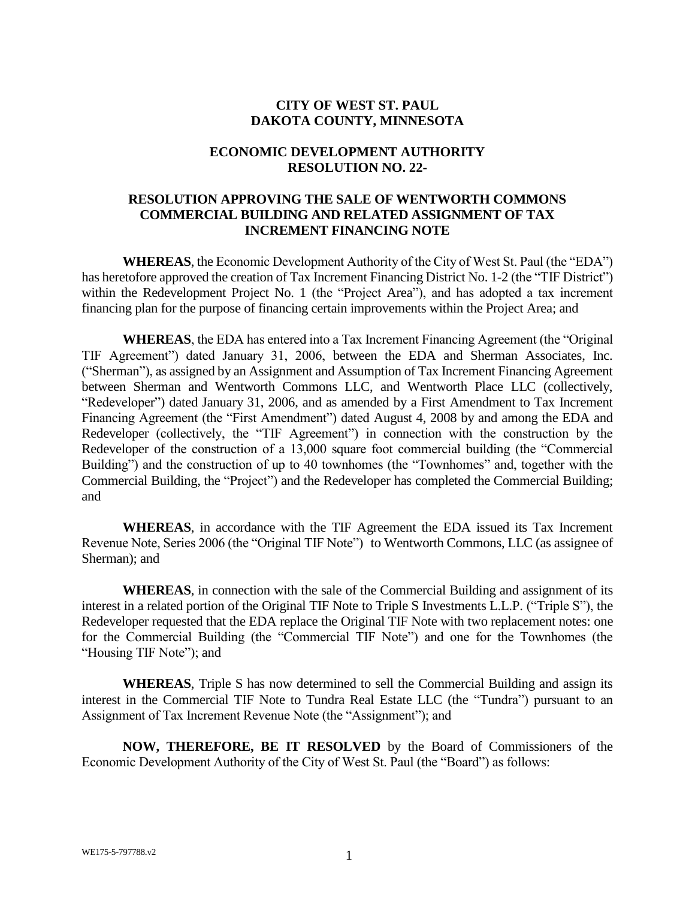**CITY OF WEST ST. PAUL**
**DAKOTA COUNTY, MINNESOTA**

**ECONOMIC DEVELOPMENT AUTHORITY**
**RESOLUTION NO. 22-**

**RESOLUTION APPROVING THE SALE OF WENTWORTH COMMONS COMMERCIAL BUILDING AND RELATED ASSIGNMENT OF TAX INCREMENT FINANCING NOTE**

**WHEREAS**, the Economic Development Authority of the City of West St. Paul (the "EDA") has heretofore approved the creation of Tax Increment Financing District No. 1-2 (the "TIF District") within the Redevelopment Project No. 1 (the "Project Area"), and has adopted a tax increment financing plan for the purpose of financing certain improvements within the Project Area; and

**WHEREAS**, the EDA has entered into a Tax Increment Financing Agreement (the "Original TIF Agreement") dated January 31, 2006, between the EDA and Sherman Associates, Inc. ("Sherman"), as assigned by an Assignment and Assumption of Tax Increment Financing Agreement between Sherman and Wentworth Commons LLC, and Wentworth Place LLC (collectively, "Redeveloper") dated January 31, 2006, and as amended by a First Amendment to Tax Increment Financing Agreement (the "First Amendment") dated August 4, 2008 by and among the EDA and Redeveloper (collectively, the "TIF Agreement") in connection with the construction by the Redeveloper of the construction of a 13,000 square foot commercial building (the "Commercial Building") and the construction of up to 40 townhomes (the "Townhomes" and, together with the Commercial Building, the "Project") and the Redeveloper has completed the Commercial Building; and

**WHEREAS**, in accordance with the TIF Agreement the EDA issued its Tax Increment Revenue Note, Series 2006 (the "Original TIF Note") to Wentworth Commons, LLC (as assignee of Sherman); and

**WHEREAS**, in connection with the sale of the Commercial Building and assignment of its interest in a related portion of the Original TIF Note to Triple S Investments L.L.P. ("Triple S"), the Redeveloper requested that the EDA replace the Original TIF Note with two replacement notes: one for the Commercial Building (the "Commercial TIF Note") and one for the Townhomes (the "Housing TIF Note"); and

**WHEREAS**, Triple S has now determined to sell the Commercial Building and assign its interest in the Commercial TIF Note to Tundra Real Estate LLC (the "Tundra") pursuant to an Assignment of Tax Increment Revenue Note (the "Assignment"); and

**NOW, THEREFORE, BE IT RESOLVED** by the Board of Commissioners of the Economic Development Authority of the City of West St. Paul (the "Board") as follows: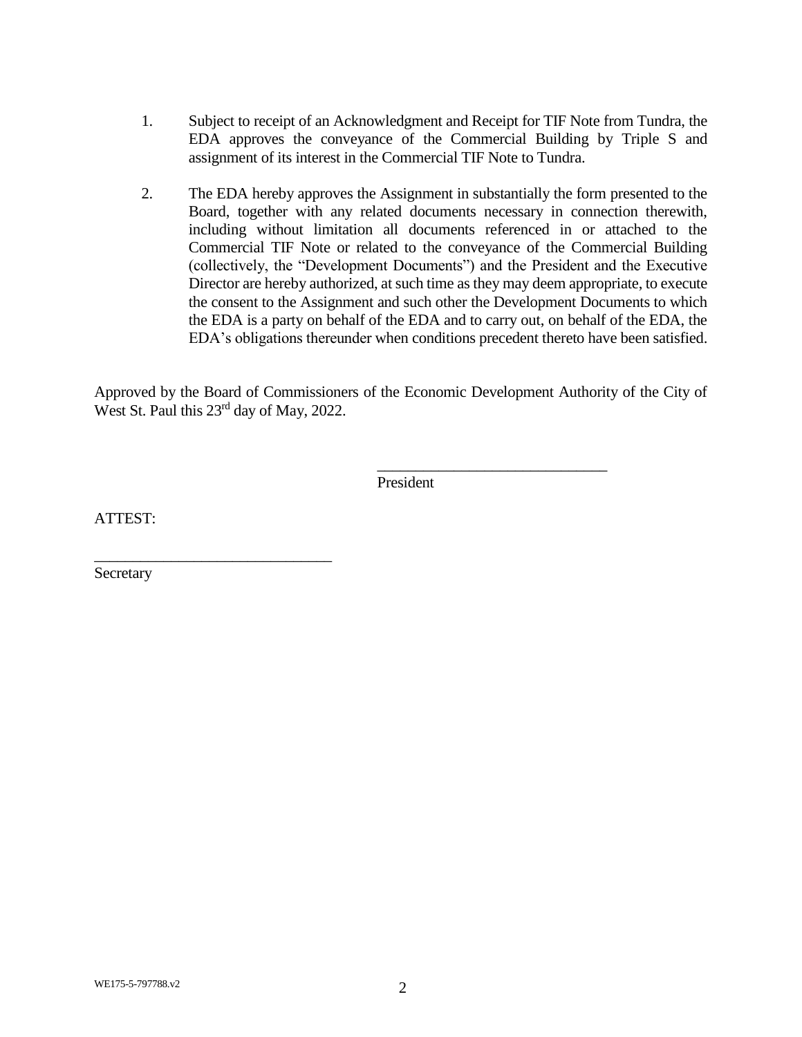1. Subject to receipt of an Acknowledgment and Receipt for TIF Note from Tundra, the EDA approves the conveyance of the Commercial Building by Triple S and assignment of its interest in the Commercial TIF Note to Tundra.

2. The EDA hereby approves the Assignment in substantially the form presented to the Board, together with any related documents necessary in connection therewith, including without limitation all documents referenced in or attached to the Commercial TIF Note or related to the conveyance of the Commercial Building (collectively, the "Development Documents") and the President and the Executive Director are hereby authorized, at such time as they may deem appropriate, to execute the consent to the Assignment and such other the Development Documents to which the EDA is a party on behalf of the EDA and to carry out, on behalf of the EDA, the EDA's obligations thereunder when conditions precedent thereto have been satisfied.

Approved by the Board of Commissioners of the Economic Development Authority of the City of West St. Paul this 23rd day of May, 2022.

______________________________
President

ATTEST:

______________________________
Secretary

WE175-5-797788.v2